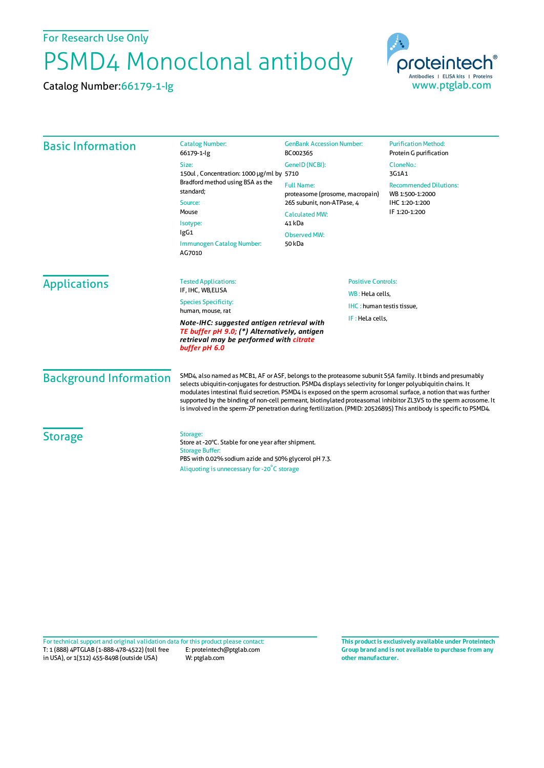For Research Use Only

# PSMD4 Monoclonal antibody

Catalog Number: 66179-1-Ig

proteintech® Antibodies | ELISA kits | Proteins
www.ptglab.com

## Basic Information

Catalog Number:
66179-1-Ig

Size:
150ul , Concentration: 1000 μg/ml by Bradford method using BSA as the standard;

Source:
Mouse

Isotype:
IgG1

Immunogen Catalog Number:
AG7010

GenBank Accession Number:
BC002365

GeneID (NCBI):
5710

Full Name:
proteasome (prosome, macropain) 26S subunit, non-ATPase, 4

Calculated MW:
41 kDa

Observed MW:
50 kDa

Purification Method:
Protein G purification

CloneNo.:
3G1A1

Recommended Dilutions:
WB 1:500-1:2000
IHC 1:20-1:200
IF 1:20-1:200

## Applications

Tested Applications:
IF, IHC, WB,ELISA

Species Specificity:
human, mouse, rat

***Note-IHC: suggested antigen retrieval with TE buffer pH 9.0; (\*) Alternatively, antigen retrieval may be performed with citrate buffer pH 6.0***

Positive Controls:

WB : HeLa cells,

IHC : human testis tissue,

IF : HeLa cells,

## Background Information

SMD4, also named as MCB1, AF or ASF, belongs to the proteasome subunit S5A family. It binds and presumably selects ubiquitin-conjugates for destruction. PSMD4 displays selectivity for longer polyubiquitin chains. It modulates intestinal fluid secretion. PSMD4 is exposed on the sperm acrosomal surface, a notion that was further supported by the binding of non-cell permeant, biotinylated proteasomal inhibitor ZL3VS to the sperm acrosome. It is involved in the sperm-ZP penetration during fertilization. (PMID: 20526895) This antibody is specific to PSMD4.

## Storage

Storage:
Store at -20°C. Stable for one year after shipment.

Storage Buffer:
PBS with 0.02% sodium azide and 50% glycerol pH 7.3.

Aliquoting is unnecessary for -20°C storage

For technical support and original validation data for this product please contact:
T: 1 (888) 4PTGLAB (1-888-478-4522) (toll free in USA), or 1(312) 455-8498 (outside USA)
E: proteintech@ptglab.com
W: ptglab.com

**This product is exclusively available under Proteintech Group brand and is not available to purchase from any other manufacturer.**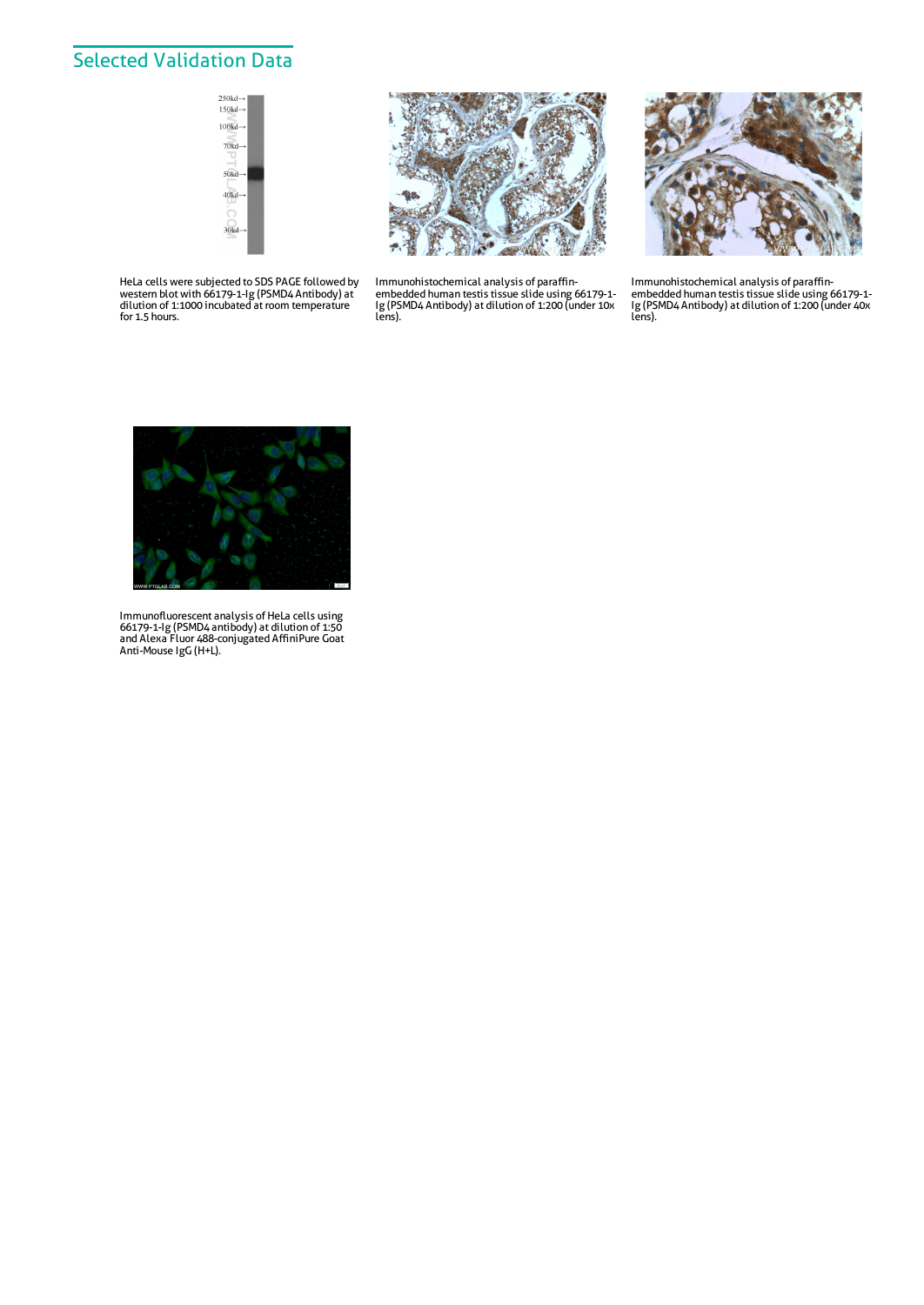## Selected Validation Data

HeLa cells were subjected to SDS PAGE followed by western blot with 66179-1-Ig (PSMD4 Antibody) at dilution of 1:1000 incubated at room temperature for 1.5 hours.

Immunohistochemical analysis of paraffin-embedded human testis tissue slide using 66179-1-Ig (PSMD4 Antibody) at dilution of 1:200 (under 10x lens).

Immunohistochemical analysis of paraffin-embedded human testis tissue slide using 66179-1-Ig (PSMD4 Antibody) at dilution of 1:200 (under 40x lens).

Immunofluorescent analysis of HeLa cells using 66179-1-Ig (PSMD4 antibody) at dilution of 1:50 and Alexa Fluor 488-conjugated AffiniPure Goat Anti-Mouse IgG (H+L).